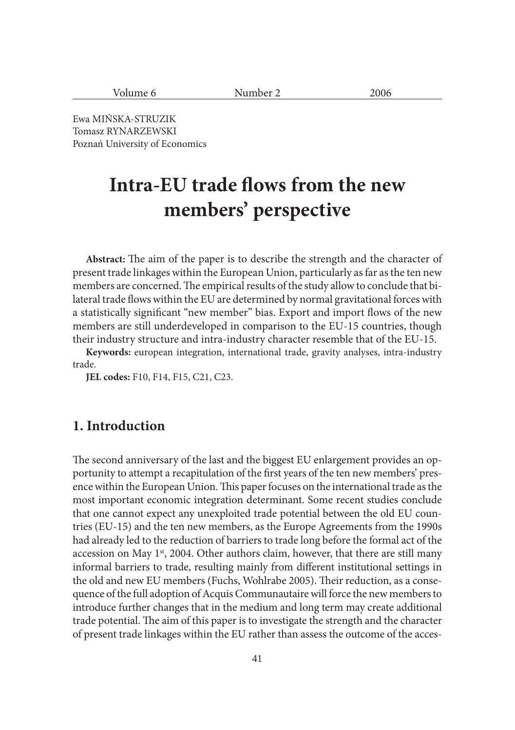Ewa MIŃSKA-STRUZIK
Tomasz RYNARZEWSKI
Poznań University of Economics

# Intra-EU trade flows from the new members' perspective

**Abstract:** The aim of the paper is to describe the strength and the character of present trade linkages within the European Union, particularly as far as the ten new members are concerned. The empirical results of the study allow to conclude that bilateral trade flows within the EU are determined by normal gravitational forces with a statistically significant "new member" bias. Export and import flows of the new members are still underdeveloped in comparison to the EU-15 countries, though their industry structure and intra-industry character resemble that of the EU-15.

**Keywords:** european integration, international trade, gravity analyses, intra-industry trade.

**JEL codes:** F10, F14, F15, C21, C23.

## 1. Introduction

The second anniversary of the last and the biggest EU enlargement provides an opportunity to attempt a recapitulation of the first years of the ten new members' presence within the European Union. This paper focuses on the international trade as the most important economic integration determinant. Some recent studies conclude that one cannot expect any unexploited trade potential between the old EU countries (EU-15) and the ten new members, as the Europe Agreements from the 1990s had already led to the reduction of barriers to trade long before the formal act of the accession on May 1st, 2004. Other authors claim, however, that there are still many informal barriers to trade, resulting mainly from different institutional settings in the old and new EU members (Fuchs, Wohlrabe 2005). Their reduction, as a consequence of the full adoption of Acquis Communautaire will force the new members to introduce further changes that in the medium and long term may create additional trade potential. The aim of this paper is to investigate the strength and the character of present trade linkages within the EU rather than assess the outcome of the acces-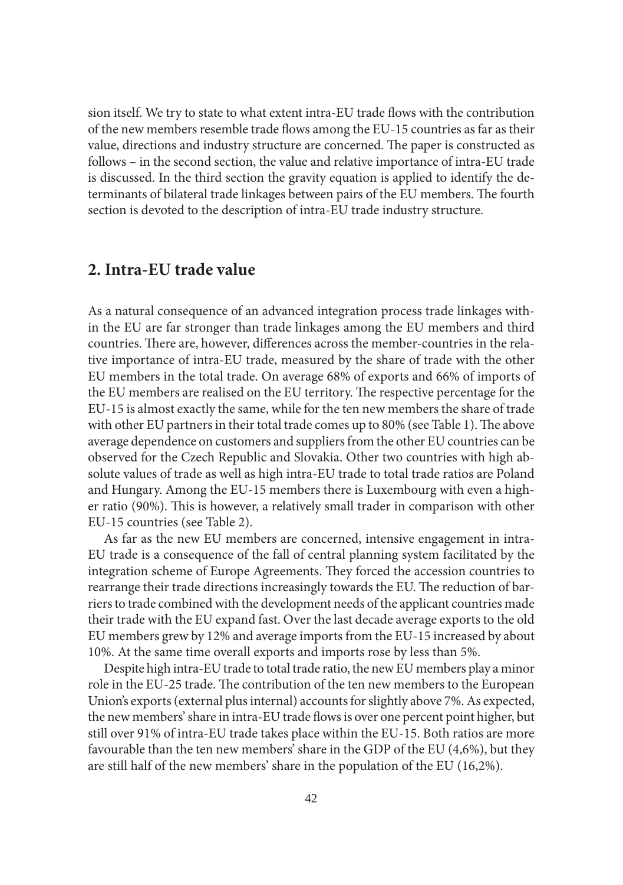sion itself. We try to state to what extent intra-EU trade flows with the contribution of the new members resemble trade flows among the EU-15 countries as far as their value, directions and industry structure are concerned. The paper is constructed as follows – in the second section, the value and relative importance of intra-EU trade is discussed. In the third section the gravity equation is applied to identify the determinants of bilateral trade linkages between pairs of the EU members. The fourth section is devoted to the description of intra-EU trade industry structure.

## 2. Intra-EU trade value

As a natural consequence of an advanced integration process trade linkages within the EU are far stronger than trade linkages among the EU members and third countries. There are, however, differences across the member-countries in the relative importance of intra-EU trade, measured by the share of trade with the other EU members in the total trade. On average 68% of exports and 66% of imports of the EU members are realised on the EU territory. The respective percentage for the EU-15 is almost exactly the same, while for the ten new members the share of trade with other EU partners in their total trade comes up to 80% (see Table 1). The above average dependence on customers and suppliers from the other EU countries can be observed for the Czech Republic and Slovakia. Other two countries with high absolute values of trade as well as high intra-EU trade to total trade ratios are Poland and Hungary. Among the EU-15 members there is Luxembourg with even a higher ratio (90%). This is however, a relatively small trader in comparison with other EU-15 countries (see Table 2).

As far as the new EU members are concerned, intensive engagement in intra-EU trade is a consequence of the fall of central planning system facilitated by the integration scheme of Europe Agreements. They forced the accession countries to rearrange their trade directions increasingly towards the EU. The reduction of barriers to trade combined with the development needs of the applicant countries made their trade with the EU expand fast. Over the last decade average exports to the old EU members grew by 12% and average imports from the EU-15 increased by about 10%. At the same time overall exports and imports rose by less than 5%.

Despite high intra-EU trade to total trade ratio, the new EU members play a minor role in the EU-25 trade. The contribution of the ten new members to the European Union's exports (external plus internal) accounts for slightly above 7%. As expected, the new members' share in intra-EU trade flows is over one percent point higher, but still over 91% of intra-EU trade takes place within the EU-15. Both ratios are more favourable than the ten new members' share in the GDP of the EU (4,6%), but they are still half of the new members' share in the population of the EU (16,2%).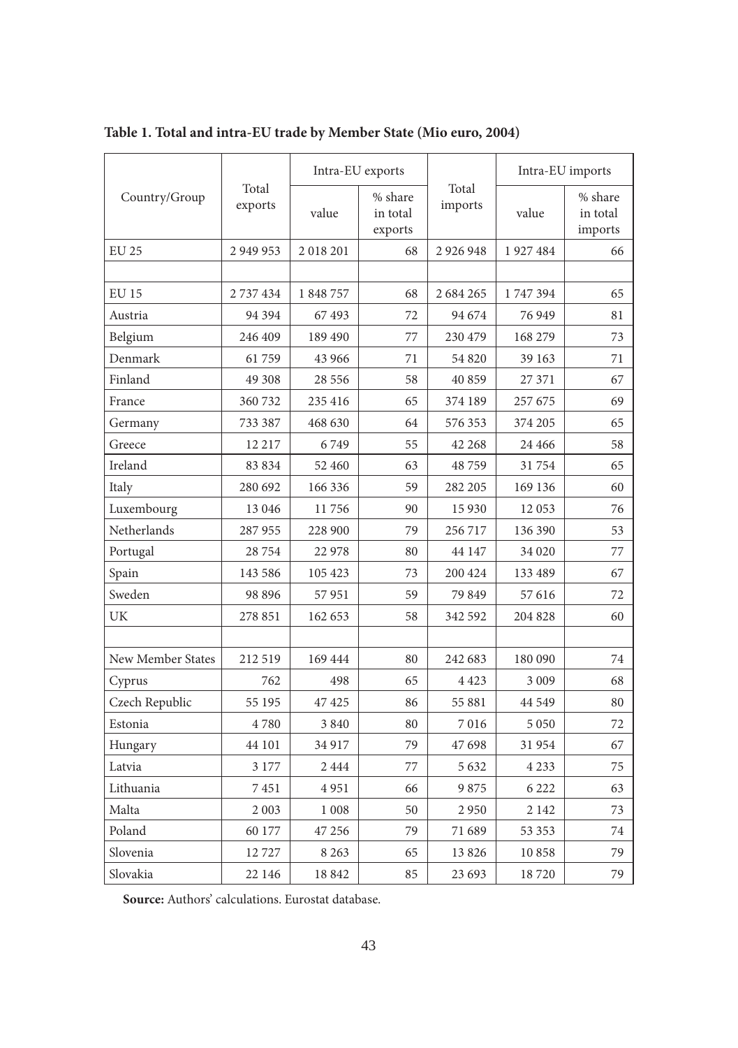**Table 1. Total and intra-EU trade by Member State (Mio euro, 2004)**

| Country/Group | Total exports | Intra-EU exports | | Total imports | Intra-EU imports | |
|---|---|---|---|---|---|---|
| | | value | % share in total exports | | value | % share in total imports |
| EU 25 | 2 949 953 | 2 018 201 | 68 | 2 926 948 | 1 927 484 | 66 |
| | | | | | | |
| EU 15 | 2 737 434 | 1 848 757 | 68 | 2 684 265 | 1 747 394 | 65 |
| Austria | 94 394 | 67 493 | 72 | 94 674 | 76 949 | 81 |
| Belgium | 246 409 | 189 490 | 77 | 230 479 | 168 279 | 73 |
| Denmark | 61 759 | 43 966 | 71 | 54 820 | 39 163 | 71 |
| Finland | 49 308 | 28 556 | 58 | 40 859 | 27 371 | 67 |
| France | 360 732 | 235 416 | 65 | 374 189 | 257 675 | 69 |
| Germany | 733 387 | 468 630 | 64 | 576 353 | 374 205 | 65 |
| Greece | 12 217 | 6 749 | 55 | 42 268 | 24 466 | 58 |
| Ireland | 83 834 | 52 460 | 63 | 48 759 | 31 754 | 65 |
| Italy | 280 692 | 166 336 | 59 | 282 205 | 169 136 | 60 |
| Luxembourg | 13 046 | 11 756 | 90 | 15 930 | 12 053 | 76 |
| Netherlands | 287 955 | 228 900 | 79 | 256 717 | 136 390 | 53 |
| Portugal | 28 754 | 22 978 | 80 | 44 147 | 34 020 | 77 |
| Spain | 143 586 | 105 423 | 73 | 200 424 | 133 489 | 67 |
| Sweden | 98 896 | 57 951 | 59 | 79 849 | 57 616 | 72 |
| UK | 278 851 | 162 653 | 58 | 342 592 | 204 828 | 60 |
| | | | | | | |
| New Member States | 212 519 | 169 444 | 80 | 242 683 | 180 090 | 74 |
| Cyprus | 762 | 498 | 65 | 4 423 | 3 009 | 68 |
| Czech Republic | 55 195 | 47 425 | 86 | 55 881 | 44 549 | 80 |
| Estonia | 4 780 | 3 840 | 80 | 7 016 | 5 050 | 72 |
| Hungary | 44 101 | 34 917 | 79 | 47 698 | 31 954 | 67 |
| Latvia | 3 177 | 2 444 | 77 | 5 632 | 4 233 | 75 |
| Lithuania | 7 451 | 4 951 | 66 | 9 875 | 6 222 | 63 |
| Malta | 2 003 | 1 008 | 50 | 2 950 | 2 142 | 73 |
| Poland | 60 177 | 47 256 | 79 | 71 689 | 53 353 | 74 |
| Slovenia | 12 727 | 8 263 | 65 | 13 826 | 10 858 | 79 |
| Slovakia | 22 146 | 18 842 | 85 | 23 693 | 18 720 | 79 |

**Source:** Authors' calculations. Eurostat database.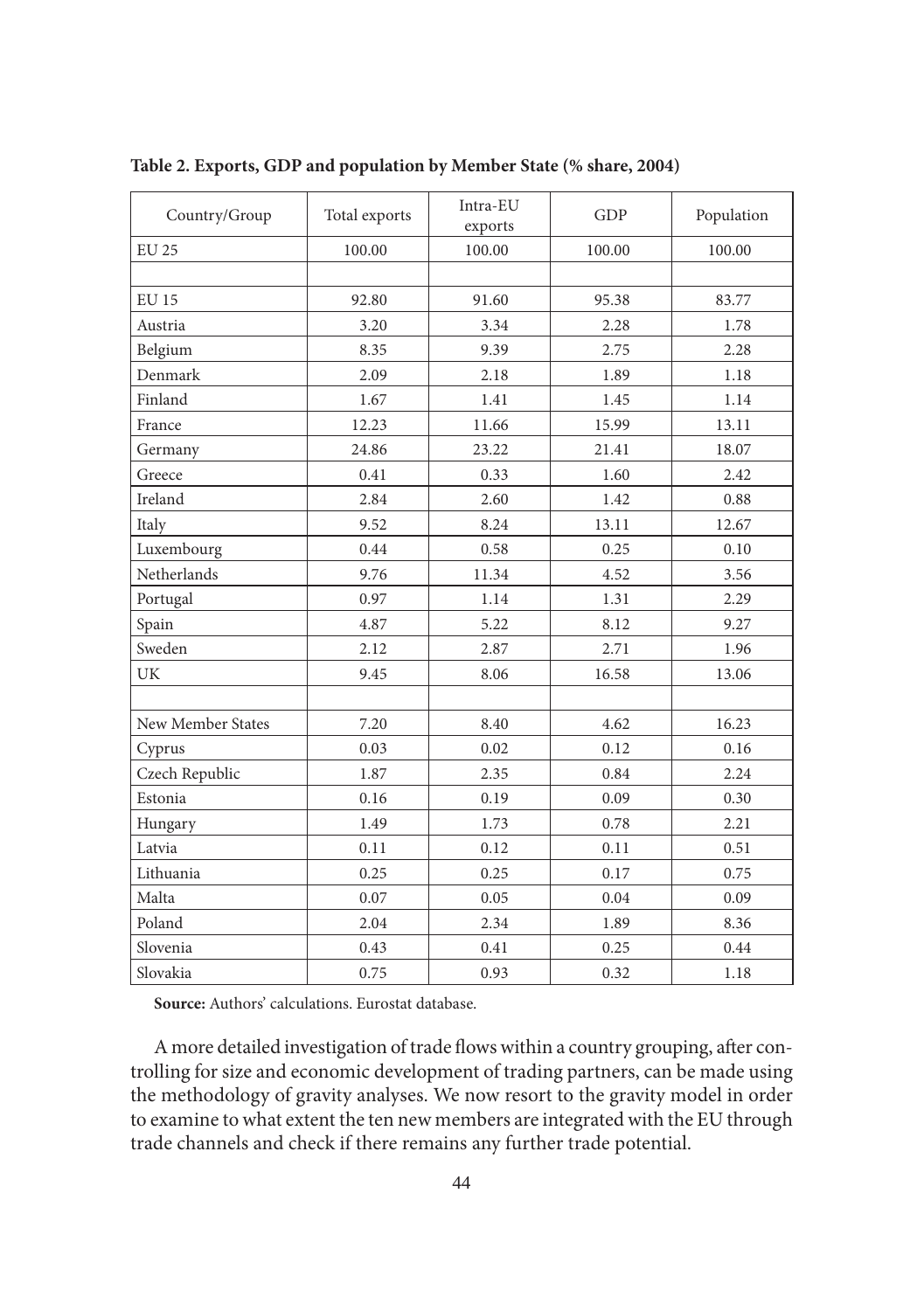**Table 2. Exports, GDP and population by Member State (% share, 2004)**

| Country/Group | Total exports | Intra-EU exports | GDP | Population |
|---|---|---|---|---|
| EU 25 | 100.00 | 100.00 | 100.00 | 100.00 |
| | | | | |
| EU 15 | 92.80 | 91.60 | 95.38 | 83.77 |
| Austria | 3.20 | 3.34 | 2.28 | 1.78 |
| Belgium | 8.35 | 9.39 | 2.75 | 2.28 |
| Denmark | 2.09 | 2.18 | 1.89 | 1.18 |
| Finland | 1.67 | 1.41 | 1.45 | 1.14 |
| France | 12.23 | 11.66 | 15.99 | 13.11 |
| Germany | 24.86 | 23.22 | 21.41 | 18.07 |
| Greece | 0.41 | 0.33 | 1.60 | 2.42 |
| Ireland | 2.84 | 2.60 | 1.42 | 0.88 |
| Italy | 9.52 | 8.24 | 13.11 | 12.67 |
| Luxembourg | 0.44 | 0.58 | 0.25 | 0.10 |
| Netherlands | 9.76 | 11.34 | 4.52 | 3.56 |
| Portugal | 0.97 | 1.14 | 1.31 | 2.29 |
| Spain | 4.87 | 5.22 | 8.12 | 9.27 |
| Sweden | 2.12 | 2.87 | 2.71 | 1.96 |
| UK | 9.45 | 8.06 | 16.58 | 13.06 |
| | | | | |
| New Member States | 7.20 | 8.40 | 4.62 | 16.23 |
| Cyprus | 0.03 | 0.02 | 0.12 | 0.16 |
| Czech Republic | 1.87 | 2.35 | 0.84 | 2.24 |
| Estonia | 0.16 | 0.19 | 0.09 | 0.30 |
| Hungary | 1.49 | 1.73 | 0.78 | 2.21 |
| Latvia | 0.11 | 0.12 | 0.11 | 0.51 |
| Lithuania | 0.25 | 0.25 | 0.17 | 0.75 |
| Malta | 0.07 | 0.05 | 0.04 | 0.09 |
| Poland | 2.04 | 2.34 | 1.89 | 8.36 |
| Slovenia | 0.43 | 0.41 | 0.25 | 0.44 |
| Slovakia | 0.75 | 0.93 | 0.32 | 1.18 |

**Source:** Authors' calculations. Eurostat database.

A more detailed investigation of trade flows within a country grouping, after controlling for size and economic development of trading partners, can be made using the methodology of gravity analyses. We now resort to the gravity model in order to examine to what extent the ten new members are integrated with the EU through trade channels and check if there remains any further trade potential.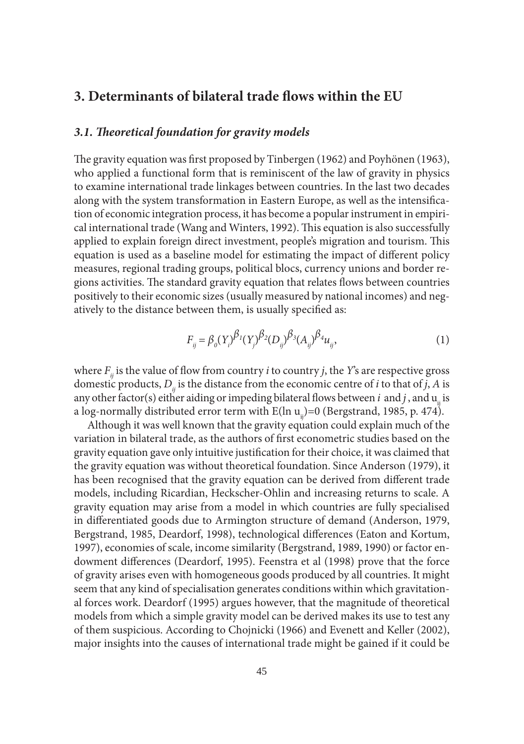## 3. Determinants of bilateral trade flows within the EU

### *3.1. Theoretical foundation for gravity models*

The gravity equation was first proposed by Tinbergen (1962) and Poyhönen (1963), who applied a functional form that is reminiscent of the law of gravity in physics to examine international trade linkages between countries. In the last two decades along with the system transformation in Eastern Europe, as well as the intensification of economic integration process, it has become a popular instrument in empirical international trade (Wang and Winters, 1992). This equation is also successfully applied to explain foreign direct investment, people's migration and tourism. This equation is used as a baseline model for estimating the impact of different policy measures, regional trading groups, political blocs, currency unions and border regions activities. The standard gravity equation that relates flows between countries positively to their economic sizes (usually measured by national incomes) and negatively to the distance between them, is usually specified as:

$$F_{ij} = \beta_0 (Y_i)^{\beta_1} (Y_j)^{\beta_2} (D_{ij})^{\beta_3} (A_{ij})^{\beta_4} u_{ij}, \tag{1}$$

where $F_{ij}$ is the value of flow from country *i* to country *j*, the *Y*'s are respective gross domestic products, $D_{ij}$ is the distance from the economic centre of *i* to that of *j*, *A* is any other factor(s) either aiding or impeding bilateral flows between *i* and *j*, and $u_{ij}$ is a log-normally distributed error term with $E(\ln u_{ij})=0$ (Bergstrand, 1985, p. 474).

Although it was well known that the gravity equation could explain much of the variation in bilateral trade, as the authors of first econometric studies based on the gravity equation gave only intuitive justification for their choice, it was claimed that the gravity equation was without theoretical foundation. Since Anderson (1979), it has been recognised that the gravity equation can be derived from different trade models, including Ricardian, Heckscher-Ohlin and increasing returns to scale. A gravity equation may arise from a model in which countries are fully specialised in differentiated goods due to Armington structure of demand (Anderson, 1979, Bergstrand, 1985, Deardorf, 1998), technological differences (Eaton and Kortum, 1997), economies of scale, income similarity (Bergstrand, 1989, 1990) or factor endowment differences (Deardorf, 1995). Feenstra et al (1998) prove that the force of gravity arises even with homogeneous goods produced by all countries. It might seem that any kind of specialisation generates conditions within which gravitational forces work. Deardorf (1995) argues however, that the magnitude of theoretical models from which a simple gravity model can be derived makes its use to test any of them suspicious. According to Chojnicki (1966) and Evenett and Keller (2002), major insights into the causes of international trade might be gained if it could be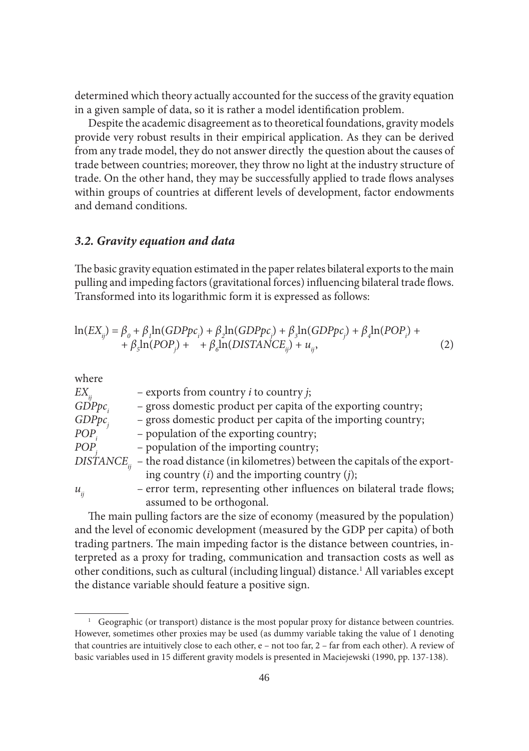determined which theory actually accounted for the success of the gravity equation in a given sample of data, so it is rather a model identification problem.

Despite the academic disagreement as to theoretical foundations, gravity models provide very robust results in their empirical application. As they can be derived from any trade model, they do not answer directly the question about the causes of trade between countries; moreover, they throw no light at the industry structure of trade. On the other hand, they may be successfully applied to trade flows analyses within groups of countries at different levels of development, factor endowments and demand conditions.

### *3.2. Gravity equation and data*

The basic gravity equation estimated in the paper relates bilateral exports to the main pulling and impeding factors (gravitational forces) influencing bilateral trade flows. Transformed into its logarithmic form it is expressed as follows:

$$\ln(EX_{ij}) = \beta_0 + \beta_1\ln(GDPpc_i) + \beta_2\ln(GDPpc_j) + \beta_3\ln(GDPpc_j) + \beta_4\ln(POP_i) + \\ + \beta_5\ln(POP_j) + \quad + \beta_6\ln(DISTANCE_{ij}) + u_{ij}, \tag{2}$$

where

- $EX_{ij}$ – exports from country *i* to country *j*;
- $GDPpc_i$ – gross domestic product per capita of the exporting country;
- $GDPpc_j$ – gross domestic product per capita of the importing country;
- $POP_i$ – population of the exporting country;
- $POP_j$ – population of the importing country;
- $DISTANCE_{ij}$ – the road distance (in kilometres) between the capitals of the exporting country (*i*) and the importing country (*j*);
- $u_{ij}$ – error term, representing other influences on bilateral trade flows; assumed to be orthogonal.

The main pulling factors are the size of economy (measured by the population) and the level of economic development (measured by the GDP per capita) of both trading partners. The main impeding factor is the distance between countries, interpreted as a proxy for trading, communication and transaction costs as well as other conditions, such as cultural (including lingual) distance.[1] All variables except the distance variable should feature a positive sign.

[1] Geographic (or transport) distance is the most popular proxy for distance between countries. However, sometimes other proxies may be used (as dummy variable taking the value of 1 denoting that countries are intuitively close to each other, e – not too far, 2 – far from each other). A review of basic variables used in 15 different gravity models is presented in Maciejewski (1990, pp. 137-138).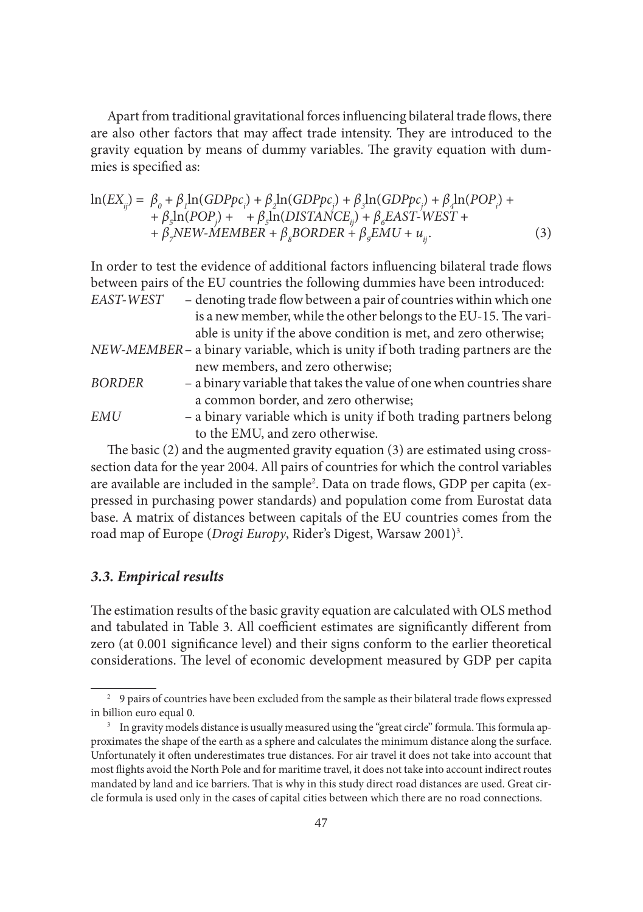Apart from traditional gravitational forces influencing bilateral trade flows, there are also other factors that may affect trade intensity. They are introduced to the gravity equation by means of dummy variables. The gravity equation with dummies is specified as:

$$\ln(EX_{ij}) = \beta_0 + \beta_1\ln(GDPpc_i) + \beta_2\ln(GDPpc_j) + \beta_3\ln(GDPpc_j) + \beta_4\ln(POP_i) + \\ + \beta_5\ln(POP_j) + \quad + \beta_5\ln(DISTANCE_{ij}) + \beta_6 EAST\text{-}WEST + \\ + \beta_7 NEW\text{-}MEMBER + \beta_8 BORDER + \beta_9 EMU + u_{ij}. \tag{3}$$

In order to test the evidence of additional factors influencing bilateral trade flows between pairs of the EU countries the following dummies have been introduced:

- *EAST-WEST* – denoting trade flow between a pair of countries within which one is a new member, while the other belongs to the EU-15. The variable is unity if the above condition is met, and zero otherwise;
- *NEW-MEMBER* – a binary variable, which is unity if both trading partners are the new members, and zero otherwise;
- *BORDER* – a binary variable that takes the value of one when countries share a common border, and zero otherwise;
- *EMU* – a binary variable which is unity if both trading partners belong to the EMU, and zero otherwise.

The basic (2) and the augmented gravity equation (3) are estimated using cross-section data for the year 2004. All pairs of countries for which the control variables are available are included in the sample[2]. Data on trade flows, GDP per capita (expressed in purchasing power standards) and population come from Eurostat data base. A matrix of distances between capitals of the EU countries comes from the road map of Europe (*Drogi Europy*, Rider's Digest, Warsaw 2001)[3].

### 3.3. Empirical results

The estimation results of the basic gravity equation are calculated with OLS method and tabulated in Table 3. All coefficient estimates are significantly different from zero (at 0.001 significance level) and their signs conform to the earlier theoretical considerations. The level of economic development measured by GDP per capita

---

[2] 9 pairs of countries have been excluded from the sample as their bilateral trade flows expressed in billion euro equal 0.

[3] In gravity models distance is usually measured using the "great circle" formula. This formula approximates the shape of the earth as a sphere and calculates the minimum distance along the surface. Unfortunately it often underestimates true distances. For air travel it does not take into account that most flights avoid the North Pole and for maritime travel, it does not take into account indirect routes mandated by land and ice barriers. That is why in this study direct road distances are used. Great circle formula is used only in the cases of capital cities between which there are no road connections.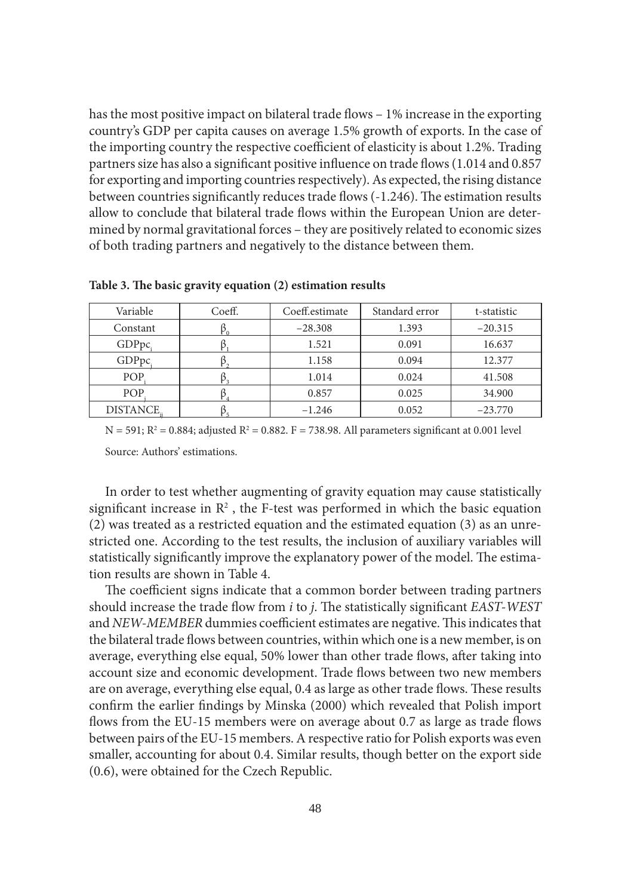has the most positive impact on bilateral trade flows – 1% increase in the exporting country's GDP per capita causes on average 1.5% growth of exports. In the case of the importing country the respective coefficient of elasticity is about 1.2%. Trading partners size has also a significant positive influence on trade flows (1.014 and 0.857 for exporting and importing countries respectively). As expected, the rising distance between countries significantly reduces trade flows (-1.246). The estimation results allow to conclude that bilateral trade flows within the European Union are determined by normal gravitational forces – they are positively related to economic sizes of both trading partners and negatively to the distance between them.

**Table 3. The basic gravity equation (2) estimation results**

| Variable | Coeff. | Coeff.estimate | Standard error | t-statistic |
|---|---|---|---|---|
| Constant | $\beta_0$ | −28.308 | 1.393 | −20.315 |
| $GDPpc_i$ | $\beta_1$ | 1.521 | 0.091 | 16.637 |
| $GDPpc_j$ | $\beta_2$ | 1.158 | 0.094 | 12.377 |
| $POP_i$ | $\beta_3$ | 1.014 | 0.024 | 41.508 |
| $POP_j$ | $\beta_4$ | 0.857 | 0.025 | 34.900 |
| $DISTANCE_{ij}$ | $\beta_5$ | −1.246 | 0.052 | −23.770 |

N = 591; $R^2$ = 0.884; adjusted $R^2$ = 0.882. F = 738.98. All parameters significant at 0.001 level

Source: Authors' estimations.

In order to test whether augmenting of gravity equation may cause statistically significant increase in $R^2$ , the F-test was performed in which the basic equation (2) was treated as a restricted equation and the estimated equation (3) as an unrestricted one. According to the test results, the inclusion of auxiliary variables will statistically significantly improve the explanatory power of the model. The estimation results are shown in Table 4.

The coefficient signs indicate that a common border between trading partners should increase the trade flow from *i* to *j*. The statistically significant *EAST-WEST* and *NEW-MEMBER* dummies coefficient estimates are negative. This indicates that the bilateral trade flows between countries, within which one is a new member, is on average, everything else equal, 50% lower than other trade flows, after taking into account size and economic development. Trade flows between two new members are on average, everything else equal, 0.4 as large as other trade flows. These results confirm the earlier findings by Minska (2000) which revealed that Polish import flows from the EU-15 members were on average about 0.7 as large as trade flows between pairs of the EU-15 members. A respective ratio for Polish exports was even smaller, accounting for about 0.4. Similar results, though better on the export side (0.6), were obtained for the Czech Republic.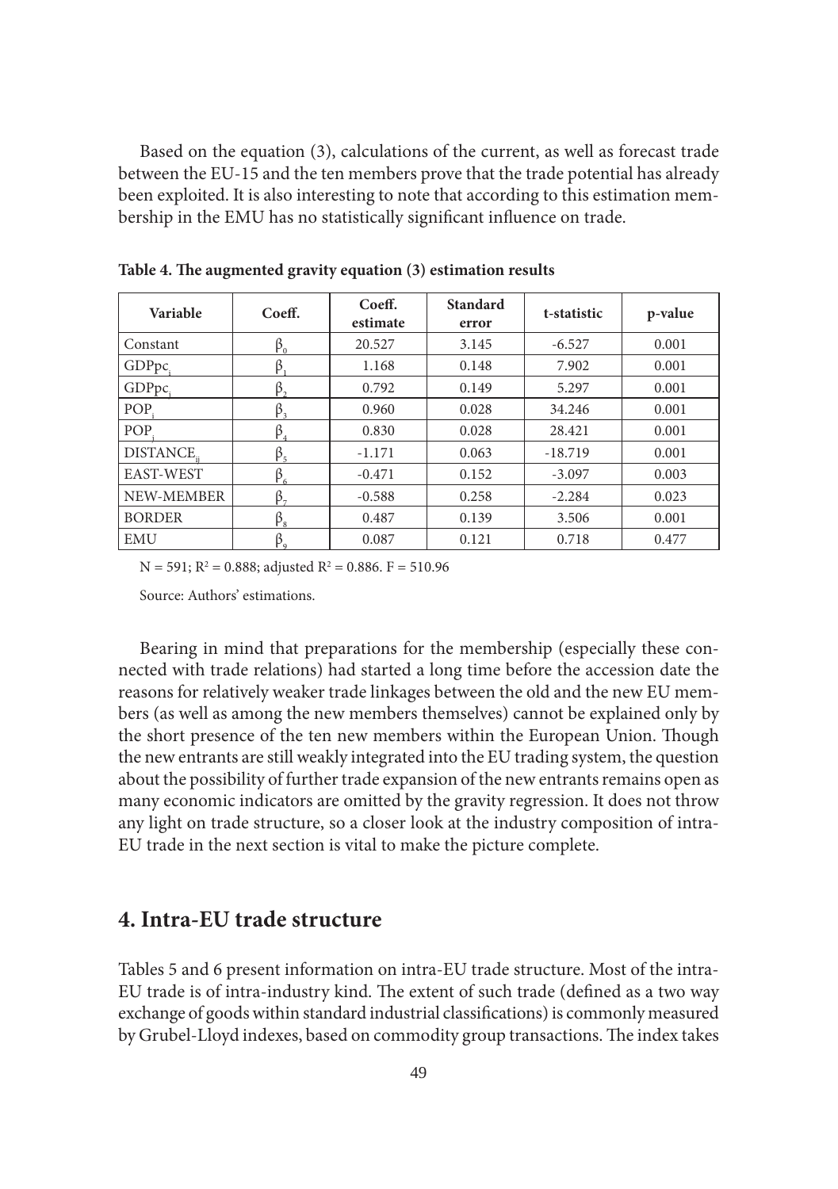Based on the equation (3), calculations of the current, as well as forecast trade between the EU-15 and the ten members prove that the trade potential has already been exploited. It is also interesting to note that according to this estimation membership in the EMU has no statistically significant influence on trade.

**Table 4. The augmented gravity equation (3) estimation results**

| Variable | Coeff. | Coeff. estimate | Standard error | t-statistic | p-value |
|---|---|---|---|---|---|
| Constant | $\beta_0$ | 20.527 | 3.145 | -6.527 | 0.001 |
| $GDPpc_i$ | $\beta_1$ | 1.168 | 0.148 | 7.902 | 0.001 |
| $GDPpc_j$ | $\beta_2$ | 0.792 | 0.149 | 5.297 | 0.001 |
| $POP_i$ | $\beta_3$ | 0.960 | 0.028 | 34.246 | 0.001 |
| $POP_j$ | $\beta_4$ | 0.830 | 0.028 | 28.421 | 0.001 |
| $DISTANCE_{ij}$ | $\beta_5$ | -1.171 | 0.063 | -18.719 | 0.001 |
| EAST-WEST | $\beta_6$ | -0.471 | 0.152 | -3.097 | 0.003 |
| NEW-MEMBER | $\beta_7$ | -0.588 | 0.258 | -2.284 | 0.023 |
| BORDER | $\beta_8$ | 0.487 | 0.139 | 3.506 | 0.001 |
| EMU | $\beta_9$ | 0.087 | 0.121 | 0.718 | 0.477 |

N = 591; $R^2$ = 0.888; adjusted $R^2$ = 0.886. F = 510.96

Source: Authors' estimations.

Bearing in mind that preparations for the membership (especially these connected with trade relations) had started a long time before the accession date the reasons for relatively weaker trade linkages between the old and the new EU members (as well as among the new members themselves) cannot be explained only by the short presence of the ten new members within the European Union. Though the new entrants are still weakly integrated into the EU trading system, the question about the possibility of further trade expansion of the new entrants remains open as many economic indicators are omitted by the gravity regression. It does not throw any light on trade structure, so a closer look at the industry composition of intra-EU trade in the next section is vital to make the picture complete.

## 4. Intra-EU trade structure

Tables 5 and 6 present information on intra-EU trade structure. Most of the intra-EU trade is of intra-industry kind. The extent of such trade (defined as a two way exchange of goods within standard industrial classifications) is commonly measured by Grubel-Lloyd indexes, based on commodity group transactions. The index takes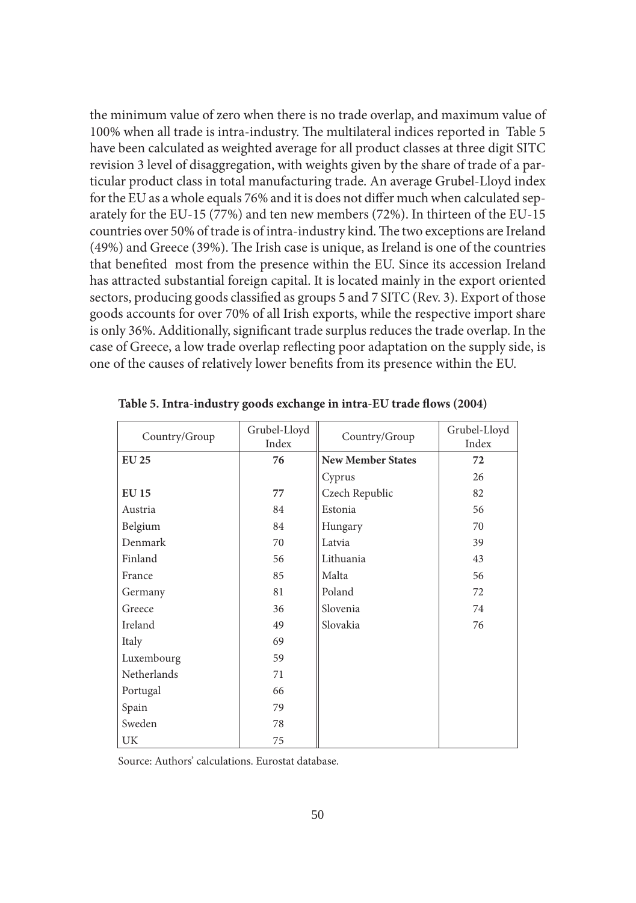the minimum value of zero when there is no trade overlap, and maximum value of 100% when all trade is intra-industry. The multilateral indices reported in Table 5 have been calculated as weighted average for all product classes at three digit SITC revision 3 level of disaggregation, with weights given by the share of trade of a particular product class in total manufacturing trade. An average Grubel-Lloyd index for the EU as a whole equals 76% and it is does not differ much when calculated separately for the EU-15 (77%) and ten new members (72%). In thirteen of the EU-15 countries over 50% of trade is of intra-industry kind. The two exceptions are Ireland (49%) and Greece (39%). The Irish case is unique, as Ireland is one of the countries that benefited most from the presence within the EU. Since its accession Ireland has attracted substantial foreign capital. It is located mainly in the export oriented sectors, producing goods classified as groups 5 and 7 SITC (Rev. 3). Export of those goods accounts for over 70% of all Irish exports, while the respective import share is only 36%. Additionally, significant trade surplus reduces the trade overlap. In the case of Greece, a low trade overlap reflecting poor adaptation on the supply side, is one of the causes of relatively lower benefits from its presence within the EU.

**Table 5. Intra-industry goods exchange in intra-EU trade flows (2004)**

| Country/Group | Grubel-Lloyd Index | Country/Group | Grubel-Lloyd Index |
|---|---|---|---|
| **EU 25** | **76** | **New Member States** | **72** |
| | | Cyprus | 26 |
| **EU 15** | **77** | Czech Republic | 82 |
| Austria | 84 | Estonia | 56 |
| Belgium | 84 | Hungary | 70 |
| Denmark | 70 | Latvia | 39 |
| Finland | 56 | Lithuania | 43 |
| France | 85 | Malta | 56 |
| Germany | 81 | Poland | 72 |
| Greece | 36 | Slovenia | 74 |
| Ireland | 49 | Slovakia | 76 |
| Italy | 69 | | |
| Luxembourg | 59 | | |
| Netherlands | 71 | | |
| Portugal | 66 | | |
| Spain | 79 | | |
| Sweden | 78 | | |
| UK | 75 | | |

Source: Authors' calculations. Eurostat database.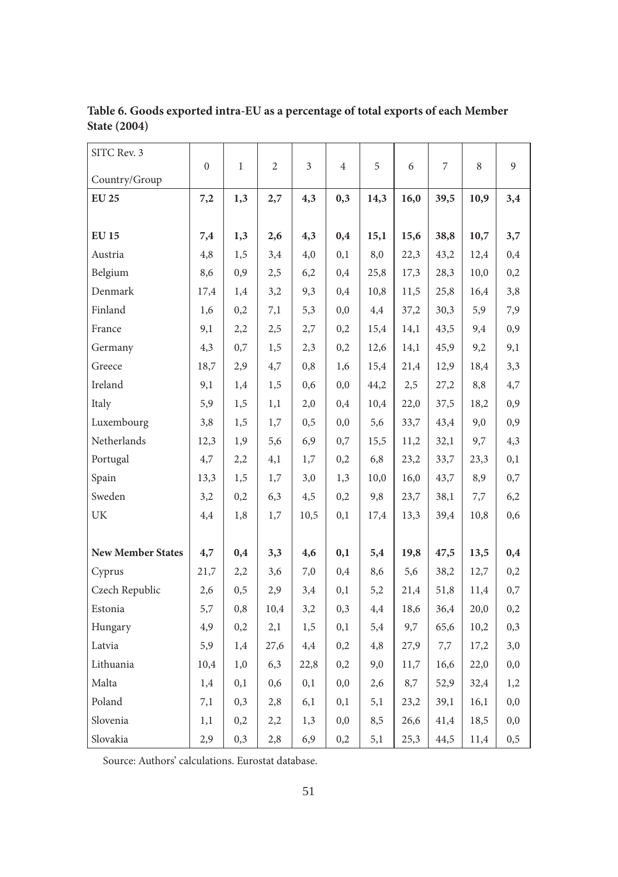**Table 6. Goods exported intra-EU as a percentage of total exports of each Member State (2004)**

| SITC Rev. 3<br>Country/Group | 0 | 1 | 2 | 3 | 4 | 5 | 6 | 7 | 8 | 9 |
|---|---|---|---|---|---|---|---|---|---|---|
| **EU 25** | **7,2** | **1,3** | **2,7** | **4,3** | **0,3** | **14,3** | **16,0** | **39,5** | **10,9** | **3,4** |
| | | | | | | | | | | |
| **EU 15** | **7,4** | **1,3** | **2,6** | **4,3** | **0,4** | **15,1** | **15,6** | **38,8** | **10,7** | **3,7** |
| Austria | 4,8 | 1,5 | 3,4 | 4,0 | 0,1 | 8,0 | 22,3 | 43,2 | 12,4 | 0,4 |
| Belgium | 8,6 | 0,9 | 2,5 | 6,2 | 0,4 | 25,8 | 17,3 | 28,3 | 10,0 | 0,2 |
| Denmark | 17,4 | 1,4 | 3,2 | 9,3 | 0,4 | 10,8 | 11,5 | 25,8 | 16,4 | 3,8 |
| Finland | 1,6 | 0,2 | 7,1 | 5,3 | 0,0 | 4,4 | 37,2 | 30,3 | 5,9 | 7,9 |
| France | 9,1 | 2,2 | 2,5 | 2,7 | 0,2 | 15,4 | 14,1 | 43,5 | 9,4 | 0,9 |
| Germany | 4,3 | 0,7 | 1,5 | 2,3 | 0,2 | 12,6 | 14,1 | 45,9 | 9,2 | 9,1 |
| Greece | 18,7 | 2,9 | 4,7 | 0,8 | 1,6 | 15,4 | 21,4 | 12,9 | 18,4 | 3,3 |
| Ireland | 9,1 | 1,4 | 1,5 | 0,6 | 0,0 | 44,2 | 2,5 | 27,2 | 8,8 | 4,7 |
| Italy | 5,9 | 1,5 | 1,1 | 2,0 | 0,4 | 10,4 | 22,0 | 37,5 | 18,2 | 0,9 |
| Luxembourg | 3,8 | 1,5 | 1,7 | 0,5 | 0,0 | 5,6 | 33,7 | 43,4 | 9,0 | 0,9 |
| Netherlands | 12,3 | 1,9 | 5,6 | 6,9 | 0,7 | 15,5 | 11,2 | 32,1 | 9,7 | 4,3 |
| Portugal | 4,7 | 2,2 | 4,1 | 1,7 | 0,2 | 6,8 | 23,2 | 33,7 | 23,3 | 0,1 |
| Spain | 13,3 | 1,5 | 1,7 | 3,0 | 1,3 | 10,0 | 16,0 | 43,7 | 8,9 | 0,7 |
| Sweden | 3,2 | 0,2 | 6,3 | 4,5 | 0,2 | 9,8 | 23,7 | 38,1 | 7,7 | 6,2 |
| UK | 4,4 | 1,8 | 1,7 | 10,5 | 0,1 | 17,4 | 13,3 | 39,4 | 10,8 | 0,6 |
| | | | | | | | | | | |
| **New Member States** | **4,7** | **0,4** | **3,3** | **4,6** | **0,1** | **5,4** | **19,8** | **47,5** | **13,5** | **0,4** |
| Cyprus | 21,7 | 2,2 | 3,6 | 7,0 | 0,4 | 8,6 | 5,6 | 38,2 | 12,7 | 0,2 |
| Czech Republic | 2,6 | 0,5 | 2,9 | 3,4 | 0,1 | 5,2 | 21,4 | 51,8 | 11,4 | 0,7 |
| Estonia | 5,7 | 0,8 | 10,4 | 3,2 | 0,3 | 4,4 | 18,6 | 36,4 | 20,0 | 0,2 |
| Hungary | 4,9 | 0,2 | 2,1 | 1,5 | 0,1 | 5,4 | 9,7 | 65,6 | 10,2 | 0,3 |
| Latvia | 5,9 | 1,4 | 27,6 | 4,4 | 0,2 | 4,8 | 27,9 | 7,7 | 17,2 | 3,0 |
| Lithuania | 10,4 | 1,0 | 6,3 | 22,8 | 0,2 | 9,0 | 11,7 | 16,6 | 22,0 | 0,0 |
| Malta | 1,4 | 0,1 | 0,6 | 0,1 | 0,0 | 2,6 | 8,7 | 52,9 | 32,4 | 1,2 |
| Poland | 7,1 | 0,3 | 2,8 | 6,1 | 0,1 | 5,1 | 23,2 | 39,1 | 16,1 | 0,0 |
| Slovenia | 1,1 | 0,2 | 2,2 | 1,3 | 0,0 | 8,5 | 26,6 | 41,4 | 18,5 | 0,0 |
| Slovakia | 2,9 | 0,3 | 2,8 | 6,9 | 0,2 | 5,1 | 25,3 | 44,5 | 11,4 | 0,5 |

Source: Authors' calculations. Eurostat database.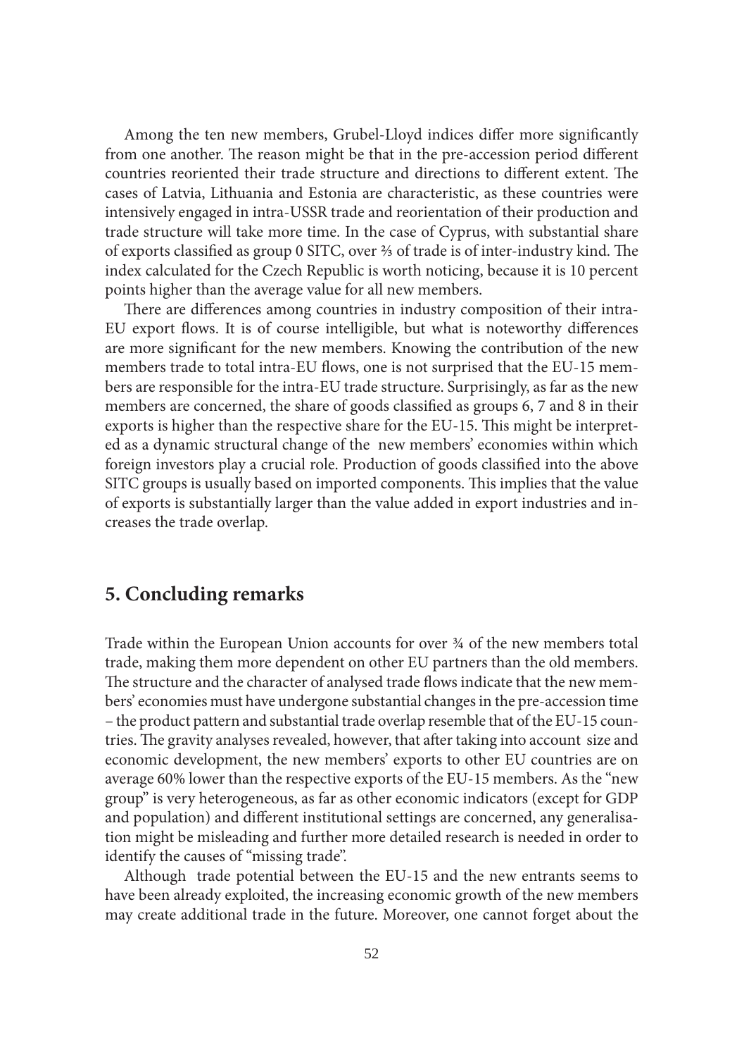Among the ten new members, Grubel-Lloyd indices differ more significantly from one another. The reason might be that in the pre-accession period different countries reoriented their trade structure and directions to different extent. The cases of Latvia, Lithuania and Estonia are characteristic, as these countries were intensively engaged in intra-USSR trade and reorientation of their production and trade structure will take more time. In the case of Cyprus, with substantial share of exports classified as group 0 SITC, over ⅔ of trade is of inter-industry kind. The index calculated for the Czech Republic is worth noticing, because it is 10 percent points higher than the average value for all new members.

There are differences among countries in industry composition of their intra-EU export flows. It is of course intelligible, but what is noteworthy differences are more significant for the new members. Knowing the contribution of the new members trade to total intra-EU flows, one is not surprised that the EU-15 members are responsible for the intra-EU trade structure. Surprisingly, as far as the new members are concerned, the share of goods classified as groups 6, 7 and 8 in their exports is higher than the respective share for the EU-15. This might be interpreted as a dynamic structural change of the new members' economies within which foreign investors play a crucial role. Production of goods classified into the above SITC groups is usually based on imported components. This implies that the value of exports is substantially larger than the value added in export industries and increases the trade overlap.

## 5. Concluding remarks

Trade within the European Union accounts for over ¾ of the new members total trade, making them more dependent on other EU partners than the old members. The structure and the character of analysed trade flows indicate that the new members' economies must have undergone substantial changes in the pre-accession time – the product pattern and substantial trade overlap resemble that of the EU-15 countries. The gravity analyses revealed, however, that after taking into account size and economic development, the new members' exports to other EU countries are on average 60% lower than the respective exports of the EU-15 members. As the "new group" is very heterogeneous, as far as other economic indicators (except for GDP and population) and different institutional settings are concerned, any generalisation might be misleading and further more detailed research is needed in order to identify the causes of "missing trade".

Although trade potential between the EU-15 and the new entrants seems to have been already exploited, the increasing economic growth of the new members may create additional trade in the future. Moreover, one cannot forget about the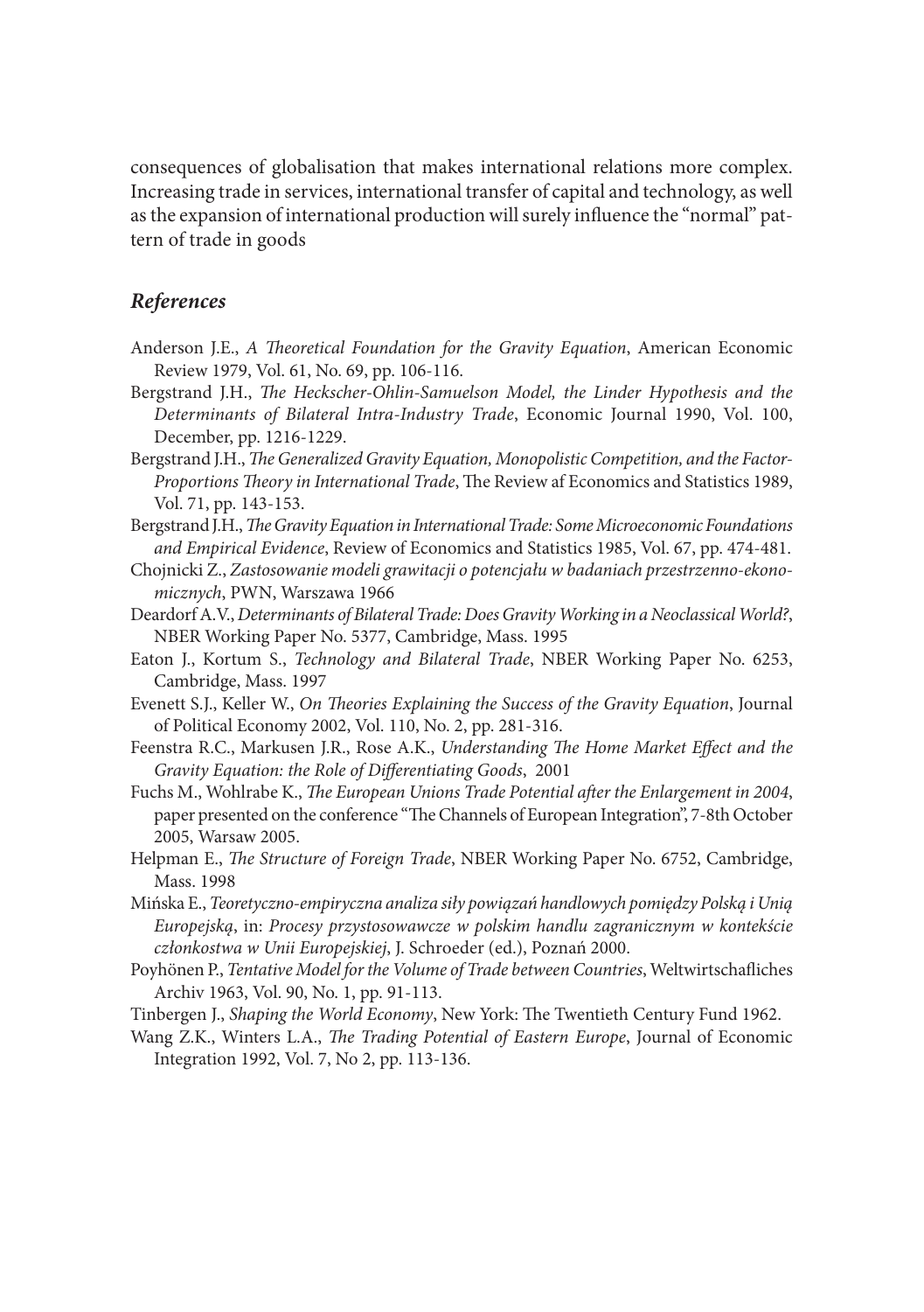consequences of globalisation that makes international relations more complex. Increasing trade in services, international transfer of capital and technology, as well as the expansion of international production will surely influence the "normal" pattern of trade in goods

## *References*

Anderson J.E., *A Theoretical Foundation for the Gravity Equation*, American Economic Review 1979, Vol. 61, No. 69, pp. 106-116.

Bergstrand J.H., *The Heckscher-Ohlin-Samuelson Model, the Linder Hypothesis and the Determinants of Bilateral Intra-Industry Trade*, Economic Journal 1990, Vol. 100, December, pp. 1216-1229.

Bergstrand J.H., *The Generalized Gravity Equation, Monopolistic Competition, and the Factor-Proportions Theory in International Trade*, The Review af Economics and Statistics 1989, Vol. 71, pp. 143-153.

Bergstrand J.H., *The Gravity Equation in International Trade: Some Microeconomic Foundations and Empirical Evidence*, Review of Economics and Statistics 1985, Vol. 67, pp. 474-481.

Chojnicki Z., *Zastosowanie modeli grawitacji o potencjału w badaniach przestrzenno-ekonomicznych*, PWN, Warszawa 1966

Deardorf A.V., *Determinants of Bilateral Trade: Does Gravity Working in a Neoclassical World?*, NBER Working Paper No. 5377, Cambridge, Mass. 1995

Eaton J., Kortum S., *Technology and Bilateral Trade*, NBER Working Paper No. 6253, Cambridge, Mass. 1997

Evenett S.J., Keller W., *On Theories Explaining the Success of the Gravity Equation*, Journal of Political Economy 2002, Vol. 110, No. 2, pp. 281-316.

Feenstra R.C., Markusen J.R., Rose A.K., *Understanding The Home Market Effect and the Gravity Equation: the Role of Differentiating Goods*, 2001

Fuchs M., Wohlrabe K., *The European Unions Trade Potential after the Enlargement in 2004*, paper presented on the conference "The Channels of European Integration", 7-8th October 2005, Warsaw 2005.

Helpman E., *The Structure of Foreign Trade*, NBER Working Paper No. 6752, Cambridge, Mass. 1998

Mińska E., *Teoretyczno-empiryczna analiza siły powiązań handlowych pomiędzy Polską i Unią Europejską*, in: *Procesy przystosowawcze w polskim handlu zagranicznym w kontekście członkostwa w Unii Europejskiej*, J. Schroeder (ed.), Poznań 2000.

Poyhönen P., *Tentative Model for the Volume of Trade between Countries*, Weltwirtschafliches Archiv 1963, Vol. 90, No. 1, pp. 91-113.

Tinbergen J., *Shaping the World Economy*, New York: The Twentieth Century Fund 1962.

Wang Z.K., Winters L.A., *The Trading Potential of Eastern Europe*, Journal of Economic Integration 1992, Vol. 7, No 2, pp. 113-136.